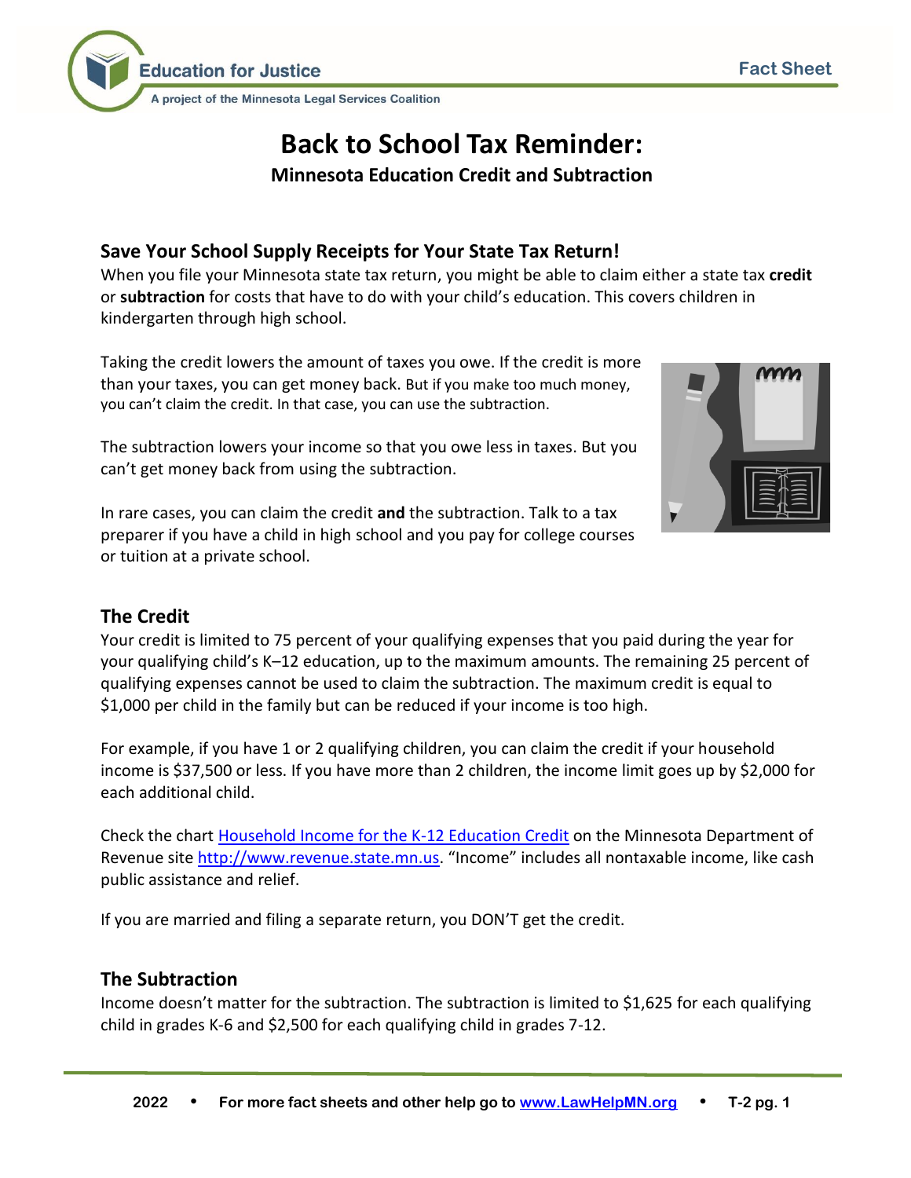# Back to School Tax Reminder:

**Minnesota Education Credit and Subtraction**

## Save Your School Supply Receipts for Your State Tax Return!

When you file your Minnesota state tax return, you might be able to claim either a state tax **credit** or **subtraction** for costs that have to do with your child's education. This covers children in kindergarten through high school.

Taking the credit lowers the amount of taxes you owe. If the credit is more than your taxes, you can get money back. But if you make too much money, you can't claim the credit. In that case, you can use the subtraction.

The subtraction lowers your income so that you owe less in taxes. But you can't get money back from using the subtraction.

In rare cases, you can claim the credit **and** the subtraction. Talk to a tax preparer if you have a child in high school and you pay for college courses or tuition at a private school.

## The Credit

Your credit is limited to 75 percent of your qualifying expenses that you paid during the year for your qualifying child's K–12 education, up to the maximum amounts. The remaining 25 percent of qualifying expenses cannot be used to claim the subtraction. The maximum credit is equal to $1,000 per child in the family but can be reduced if your income is too high.

For example, if you have 1 or 2 qualifying children, you can claim the credit if your household income is $37,500 or less. If you have more than 2 children, the income limit goes up by $2,000 for each additional child.

Check the chart [Household Income for the K-12 Education Credit] on the Minnesota Department of Revenue site http://www.revenue.state.mn.us. "Income" includes all nontaxable income, like cash public assistance and relief.

If you are married and filing a separate return, you DON'T get the credit.

## The Subtraction

Income doesn't matter for the subtraction. The subtraction is limited to $1,625 for each qualifying child in grades K-6 and $2,500 for each qualifying child in grades 7-12.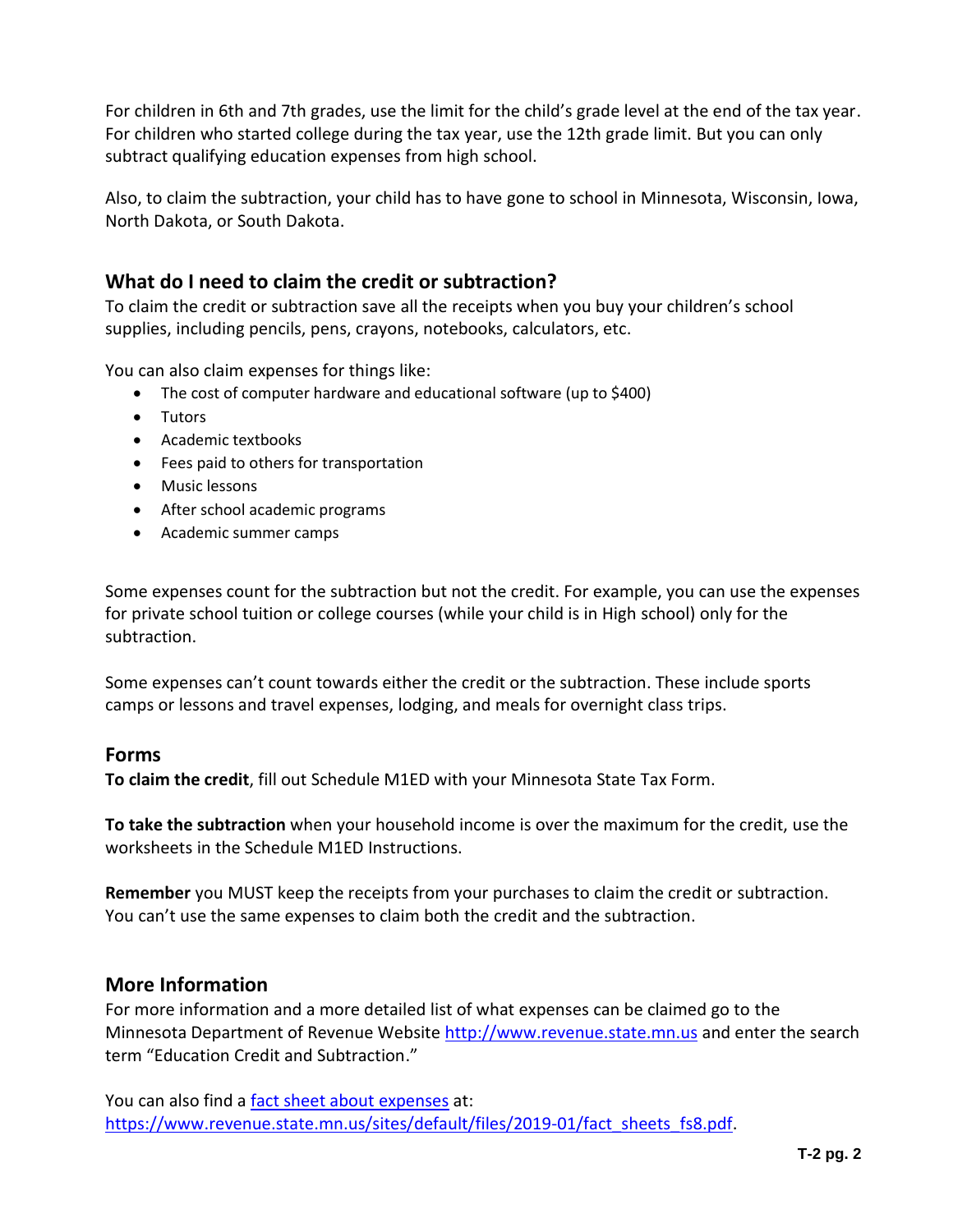For children in 6th and 7th grades, use the limit for the child's grade level at the end of the tax year. For children who started college during the tax year, use the 12th grade limit. But you can only subtract qualifying education expenses from high school.

Also, to claim the subtraction, your child has to have gone to school in Minnesota, Wisconsin, Iowa, North Dakota, or South Dakota.

## What do I need to claim the credit or subtraction?

To claim the credit or subtraction save all the receipts when you buy your children's school supplies, including pencils, pens, crayons, notebooks, calculators, etc.

You can also claim expenses for things like:

- The cost of computer hardware and educational software (up to $400)
- Tutors
- Academic textbooks
- Fees paid to others for transportation
- Music lessons
- After school academic programs
- Academic summer camps

Some expenses count for the subtraction but not the credit. For example, you can use the expenses for private school tuition or college courses (while your child is in High school) only for the subtraction.

Some expenses can't count towards either the credit or the subtraction. These include sports camps or lessons and travel expenses, lodging, and meals for overnight class trips.

## Forms

**To claim the credit**, fill out Schedule M1ED with your Minnesota State Tax Form.

**To take the subtraction** when your household income is over the maximum for the credit, use the worksheets in the Schedule M1ED Instructions.

**Remember** you MUST keep the receipts from your purchases to claim the credit or subtraction. You can't use the same expenses to claim both the credit and the subtraction.

## More Information

For more information and a more detailed list of what expenses can be claimed go to the Minnesota Department of Revenue Website [http://www.revenue.state.mn.us](http://www.revenue.state.mn.us) and enter the search term "Education Credit and Subtraction."

You can also find a [fact sheet about expenses](https://www.revenue.state.mn.us/sites/default/files/2019-01/fact_sheets_fs8.pdf) at: [https://www.revenue.state.mn.us/sites/default/files/2019-01/fact_sheets_fs8.pdf](https://www.revenue.state.mn.us/sites/default/files/2019-01/fact_sheets_fs8.pdf).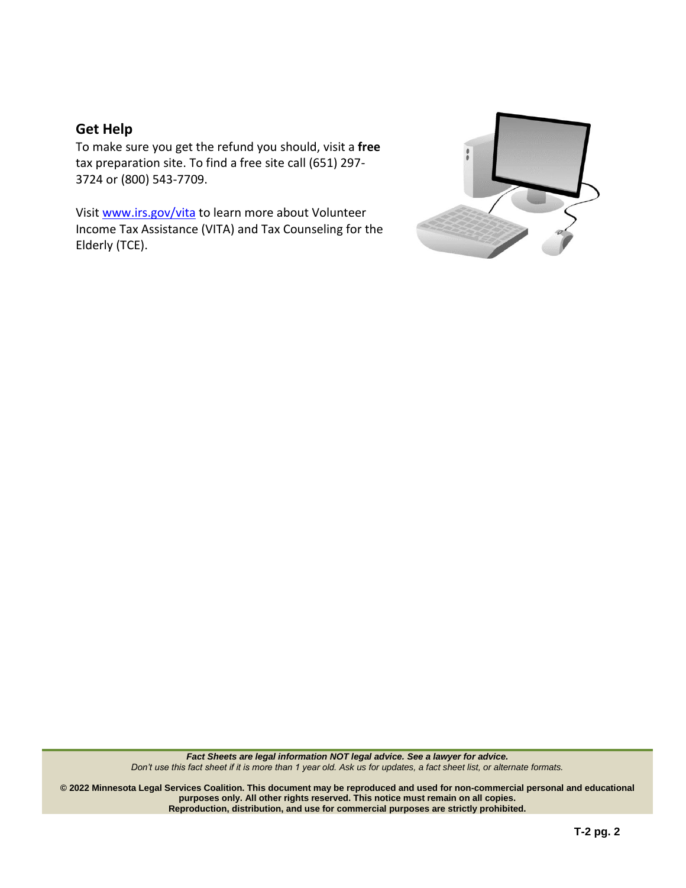## Get Help

To make sure you get the refund you should, visit a **free** tax preparation site. To find a free site call (651) 297-3724 or (800) 543-7709.

Visit [www.irs.gov/vita](http://www.irs.gov/vita) to learn more about Volunteer Income Tax Assistance (VITA) and Tax Counseling for the Elderly (TCE).

***Fact Sheets are legal information NOT legal advice. See a lawyer for advice.***
*Don't use this fact sheet if it is more than 1 year old. Ask us for updates, a fact sheet list, or alternate formats.*

**© 2022 Minnesota Legal Services Coalition. This document may be reproduced and used for non-commercial personal and educational purposes only. All other rights reserved. This notice must remain on all copies. Reproduction, distribution, and use for commercial purposes are strictly prohibited.**

**T-2 pg. 2**